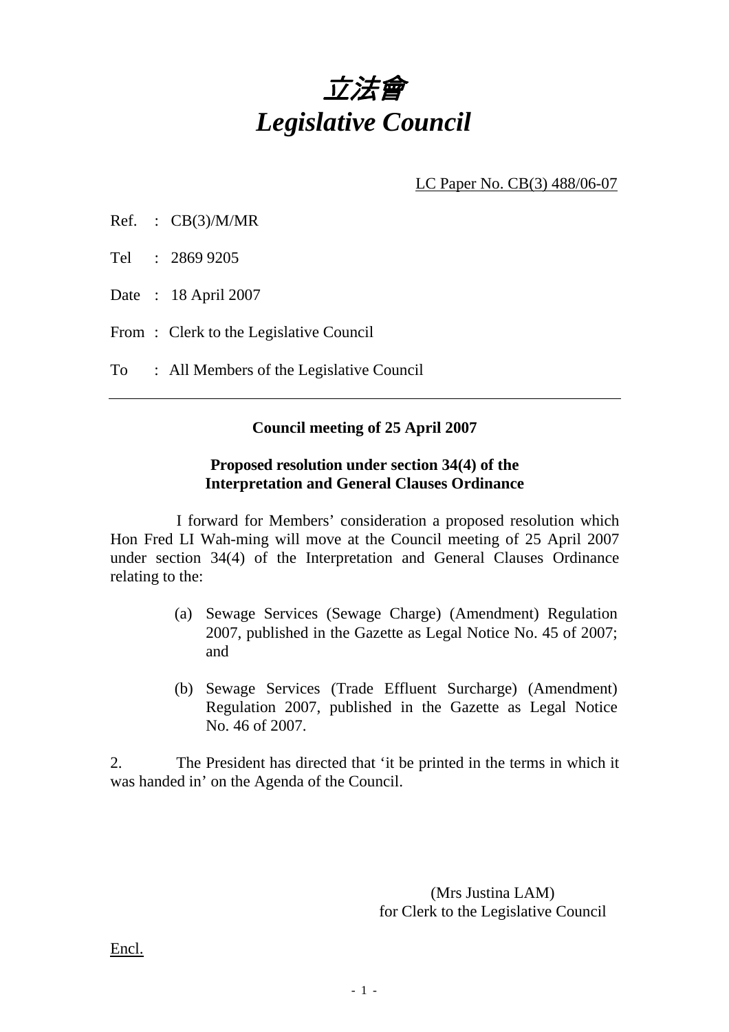# *立法會*
# *Legislative Council*

<u>LC Paper No. CB(3) 488/06-07</u>

Ref. : CB(3)/M/MR

Tel : 2869 9205

Date : 18 April 2007

From : Clerk to the Legislative Council

To : All Members of the Legislative Council

---

**Council meeting of 25 April 2007**

**Proposed resolution under section 34(4) of the Interpretation and General Clauses Ordinance**

I forward for Members' consideration a proposed resolution which Hon Fred LI Wah-ming will move at the Council meeting of 25 April 2007 under section 34(4) of the Interpretation and General Clauses Ordinance relating to the:

(a) Sewage Services (Sewage Charge) (Amendment) Regulation 2007, published in the Gazette as Legal Notice No. 45 of 2007; and

(b) Sewage Services (Trade Effluent Surcharge) (Amendment) Regulation 2007, published in the Gazette as Legal Notice No. 46 of 2007.

2. The President has directed that 'it be printed in the terms in which it was handed in' on the Agenda of the Council.

(Mrs Justina LAM)
for Clerk to the Legislative Council

<u>Encl.</u>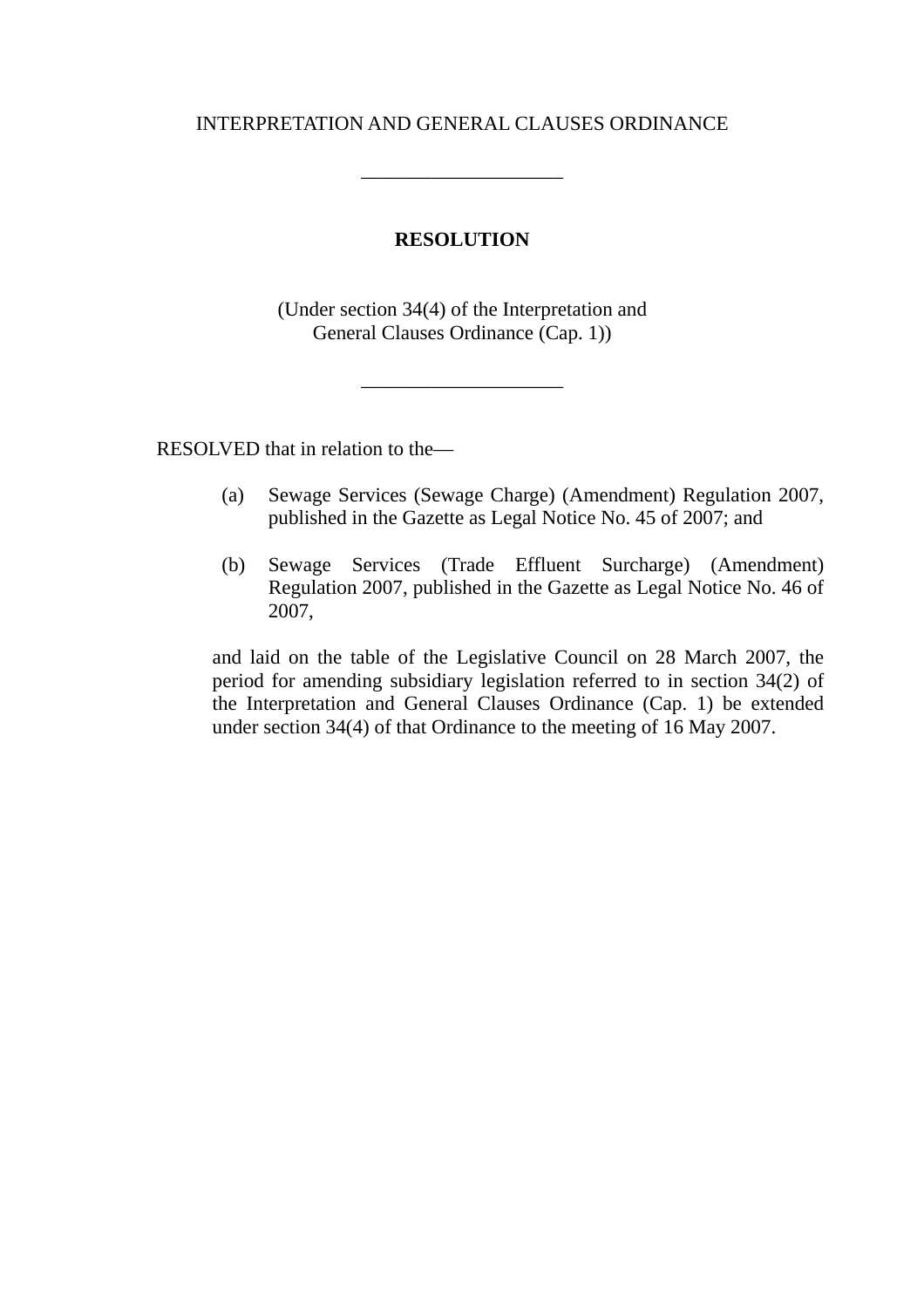INTERPRETATION AND GENERAL CLAUSES ORDINANCE

---

**RESOLUTION**

(Under section 34(4) of the Interpretation and General Clauses Ordinance (Cap. 1))

---

RESOLVED that in relation to the—

(a) Sewage Services (Sewage Charge) (Amendment) Regulation 2007, published in the Gazette as Legal Notice No. 45 of 2007; and

(b) Sewage Services (Trade Effluent Surcharge) (Amendment) Regulation 2007, published in the Gazette as Legal Notice No. 46 of 2007,

and laid on the table of the Legislative Council on 28 March 2007, the period for amending subsidiary legislation referred to in section 34(2) of the Interpretation and General Clauses Ordinance (Cap. 1) be extended under section 34(4) of that Ordinance to the meeting of 16 May 2007.